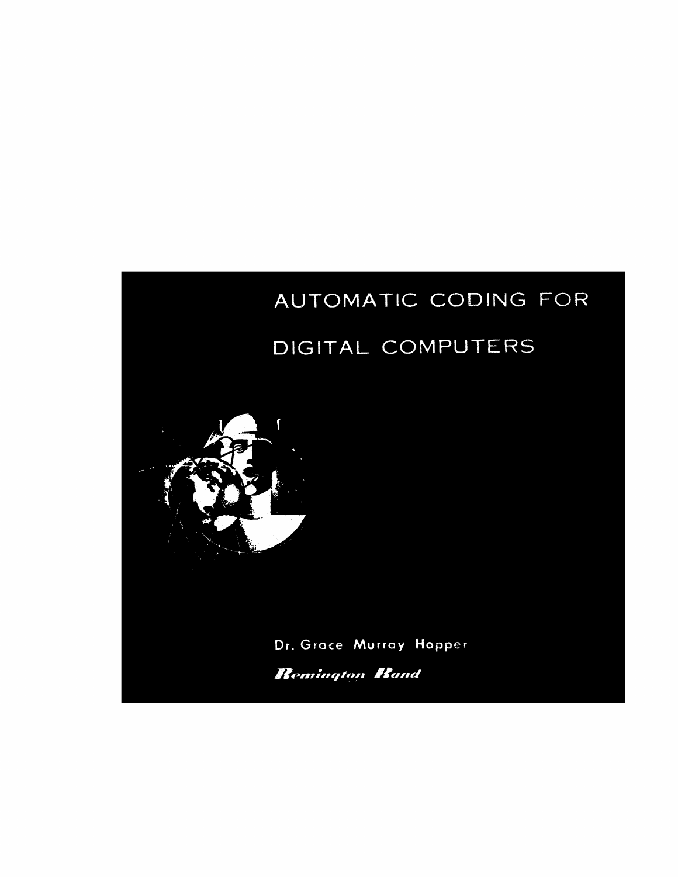# AUTOMATIC CODING FOR DIGITAL COMPUTERS

Dr. Grace Murray Hopper

***Remington Rand***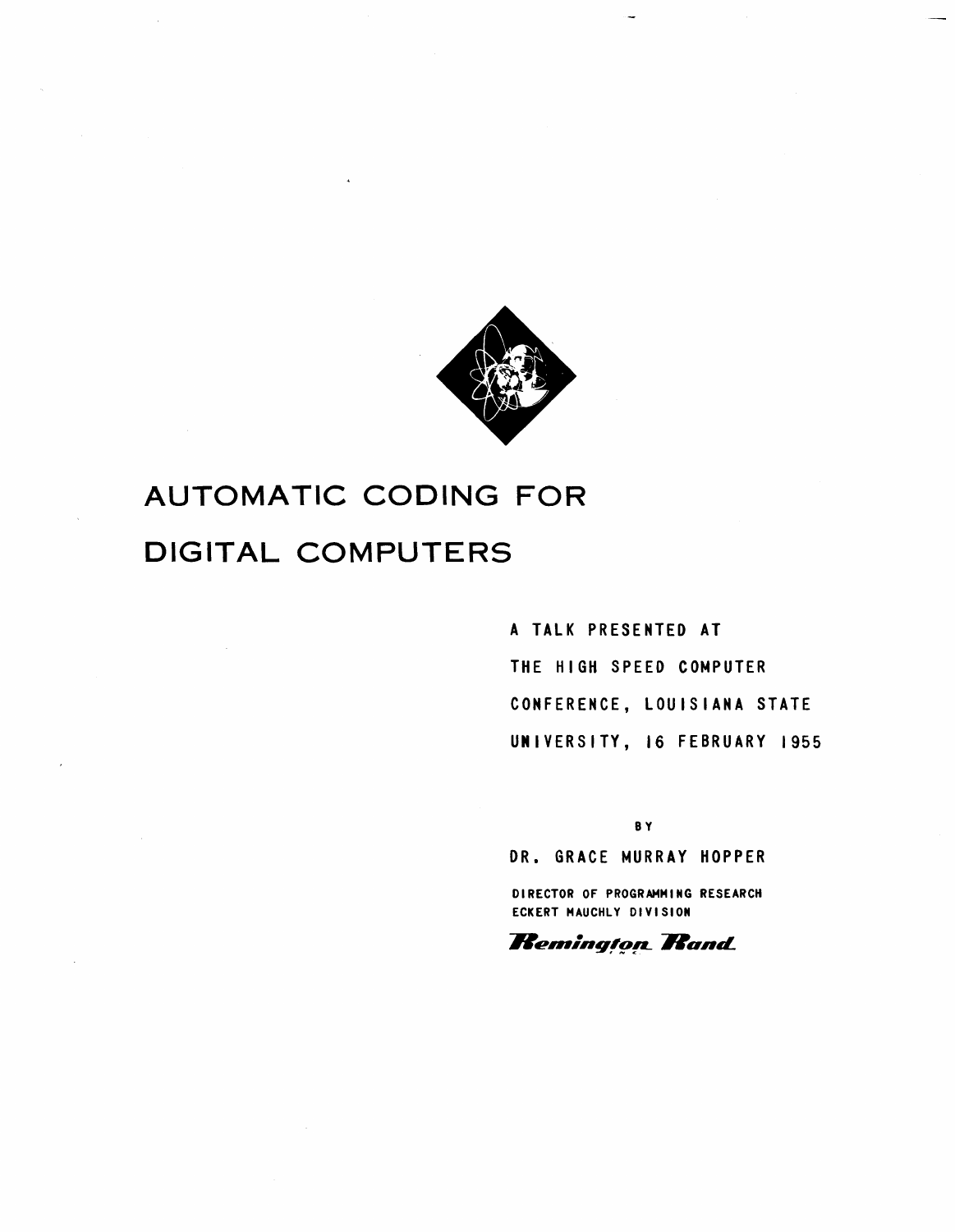# AUTOMATIC CODING FOR DIGITAL COMPUTERS

A TALK PRESENTED AT
THE HIGH SPEED COMPUTER
CONFERENCE, LOUISIANA STATE
UNIVERSITY, 16 FEBRUARY 1955

BY

DR. GRACE MURRAY HOPPER

DIRECTOR OF PROGRAMMING RESEARCH
ECKERT MAUCHLY DIVISION

*Remington Rand*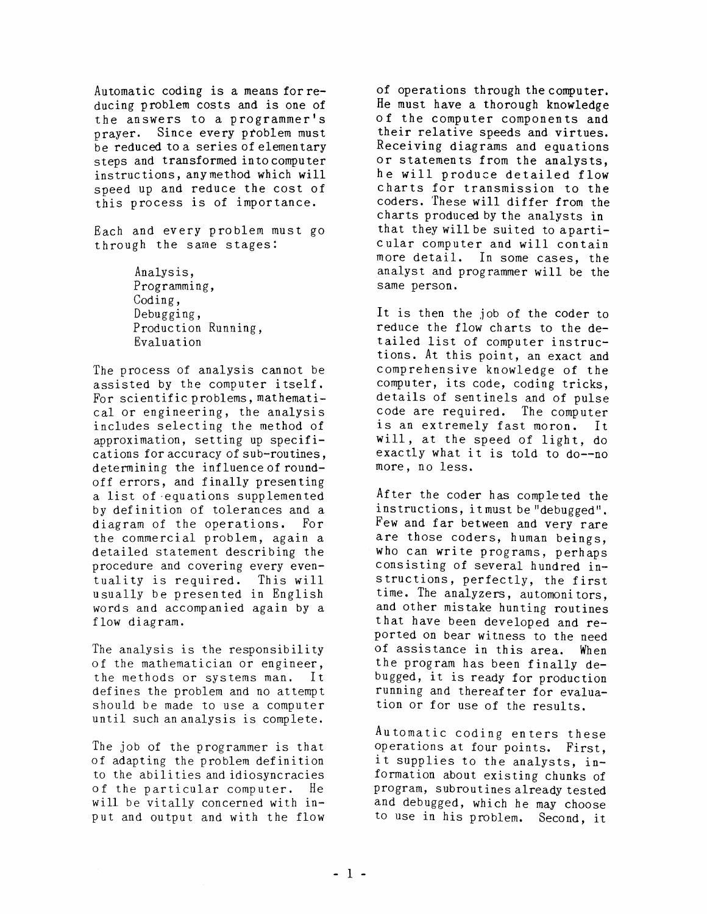Automatic coding is a means for reducing problem costs and is one of the answers to a programmer's prayer. Since every problem must be reduced to a series of elementary steps and transformed into computer instructions, any method which will speed up and reduce the cost of this process is of importance.

Each and every problem must go through the same stages:

> Analysis,
> Programming,
> Coding,
> Debugging,
> Production Running,
> Evaluation

The process of analysis cannot be assisted by the computer itself. For scientific problems, mathematical or engineering, the analysis includes selecting the method of approximation, setting up specifications for accuracy of sub-routines, determining the influence of round-off errors, and finally presenting a list of equations supplemented by definition of tolerances and a diagram of the operations. For the commercial problem, again a detailed statement describing the procedure and covering every eventuality is required. This will usually be presented in English words and accompanied again by a flow diagram.

The analysis is the responsibility of the mathematician or engineer, the methods or systems man. It defines the problem and no attempt should be made to use a computer until such an analysis is complete.

The job of the programmer is that of adapting the problem definition to the abilities and idiosyncracies of the particular computer. He will be vitally concerned with input and output and with the flow of operations through the computer. He must have a thorough knowledge of the computer components and their relative speeds and virtues. Receiving diagrams and equations or statements from the analysts, he will produce detailed flow charts for transmission to the coders. These will differ from the charts produced by the analysts in that they will be suited to a particular computer and will contain more detail. In some cases, the analyst and programmer will be the same person.

It is then the job of the coder to reduce the flow charts to the detailed list of computer instructions. At this point, an exact and comprehensive knowledge of the computer, its code, coding tricks, details of sentinels and of pulse code are required. The computer is an extremely fast moron. It will, at the speed of light, do exactly what it is told to do--no more, no less.

After the coder has completed the instructions, it must be "debugged". Few and far between and very rare are those coders, human beings, who can write programs, perhaps consisting of several hundred instructions, perfectly, the first time. The analyzers, automonitors, and other mistake hunting routines that have been developed and reported on bear witness to the need of assistance in this area. When the program has been finally debugged, it is ready for production running and thereafter for evaluation or for use of the results.

Automatic coding enters these operations at four points. First, it supplies to the analysts, information about existing chunks of program, subroutines already tested and debugged, which he may choose to use in his problem. Second, it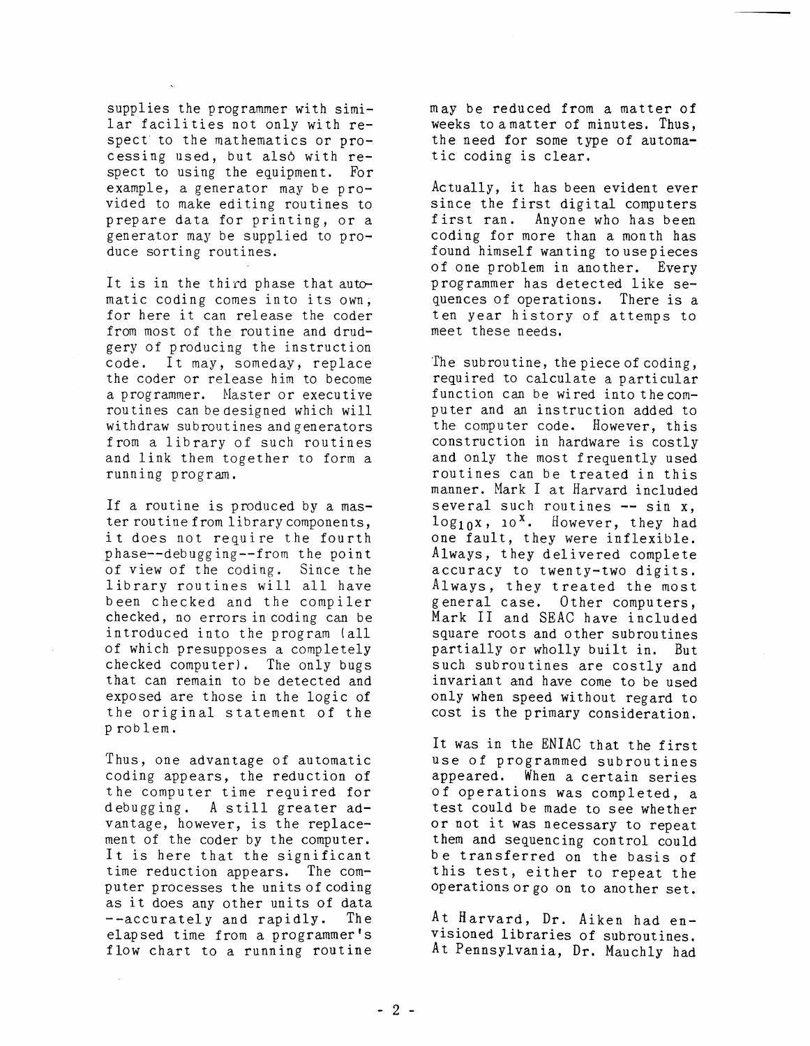supplies the programmer with similar facilities not only with respect to the mathematics or processing used, but also with respect to using the equipment. For example, a generator may be provided to make editing routines to prepare data for printing, or a generator may be supplied to produce sorting routines.

It is in the third phase that automatic coding comes into its own, for here it can release the coder from most of the routine and drudgery of producing the instruction code. It may, someday, replace the coder or release him to become a programmer. Master or executive routines can be designed which will withdraw subroutines and generators from a library of such routines and link them together to form a running program.

If a routine is produced by a master routine from library components, it does not require the fourth phase--debugging--from the point of view of the coding. Since the library routines will all have been checked and the compiler checked, no errors in coding can be introduced into the program (all of which presupposes a completely checked computer). The only bugs that can remain to be detected and exposed are those in the logic of the original statement of the problem.

Thus, one advantage of automatic coding appears, the reduction of the computer time required for debugging. A still greater advantage, however, is the replacement of the coder by the computer. It is here that the significant time reduction appears. The computer processes the units of coding as it does any other units of data --accurately and rapidly. The elapsed time from a programmer's flow chart to a running routine may be reduced from a matter of weeks to a matter of minutes. Thus, the need for some type of automatic coding is clear.

Actually, it has been evident ever since the first digital computers first ran. Anyone who has been coding for more than a month has found himself wanting to use pieces of one problem in another. Every programmer has detected like sequences of operations. There is a ten year history of attemps to meet these needs.

The subroutine, the piece of coding, required to calculate a particular function can be wired into the computer and an instruction added to the computer code. However, this construction in hardware is costly and only the most frequently used routines can be treated in this manner. Mark I at Harvard included several such routines -- sin x, $\log_{10} x$, $10^x$. However, they had one fault, they were inflexible. Always, they delivered complete accuracy to twenty-two digits. Always, they treated the most general case. Other computers, Mark II and SEAC have included square roots and other subroutines partially or wholly built in. But such subroutines are costly and invariant and have come to be used only when speed without regard to cost is the primary consideration.

It was in the ENIAC that the first use of programmed subroutines appeared. When a certain series of operations was completed, a test could be made to see whether or not it was necessary to repeat them and sequencing control could be transferred on the basis of this test, either to repeat the operations or go on to another set.

At Harvard, Dr. Aiken had envisioned libraries of subroutines. At Pennsylvania, Dr. Mauchly had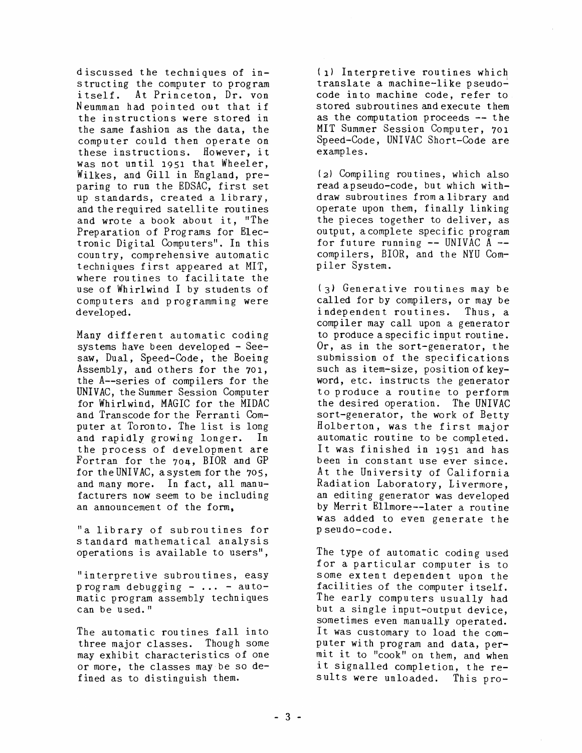discussed the techniques of instructing the computer to program itself. At Princeton, Dr. von Neumman had pointed out that if the instructions were stored in the same fashion as the data, the computer could then operate on these instructions. However, it was not until 1951 that Wheeler, Wilkes, and Gill in England, preparing to run the EDSAC, first set up standards, created a library, and the required satellite routines and wrote a book about it, "The Preparation of Programs for Electronic Digital Computers". In this country, comprehensive automatic techniques first appeared at MIT, where routines to facilitate the use of Whirlwind I by students of computers and programming were developed.

Many different automatic coding systems have been developed - Seesaw, Dual, Speed-Code, the Boeing Assembly, and others for the 701, the A--series of compilers for the UNIVAC, the Summer Session Computer for Whirlwind, MAGIC for the MIDAC and Transcode for the Ferranti Computer at Toronto. The list is long and rapidly growing longer. In the process of development are Fortran for the 704, BIOR and GP for the UNIVAC, a system for the 705, and many more. In fact, all manufacturers now seem to be including an announcement of the form,

"a library of subroutines for standard mathematical analysis operations is available to users",

"interpretive subroutines, easy program debugging - ... - automatic program assembly techniques can be used."

The automatic routines fall into three major classes. Though some may exhibit characteristics of one or more, the classes may be so defined as to distinguish them.

(1) Interpretive routines which translate a machine-like pseudo-code into machine code, refer to stored subroutines and execute them as the computation proceeds -- the MIT Summer Session Computer, 701 Speed-Code, UNIVAC Short-Code are examples.

(2) Compiling routines, which also read a pseudo-code, but which withdraw subroutines from a library and operate upon them, finally linking the pieces together to deliver, as output, a complete specific program for future running -- UNIVAC A -- compilers, BIOR, and the NYU Compiler System.

(3) Generative routines may be called for by compilers, or may be independent routines. Thus, a compiler may call upon a generator to produce a specific input routine. Or, as in the sort-generator, the submission of the specifications such as item-size, position of key-word, etc. instructs the generator to produce a routine to perform the desired operation. The UNIVAC sort-generator, the work of Betty Holberton, was the first major automatic routine to be completed. It was finished in 1951 and has been in constant use ever since. At the University of California Radiation Laboratory, Livermore, an editing generator was developed by Merrit Ellmore--later a routine was added to even generate the pseudo-code.

The type of automatic coding used for a particular computer is to some extent dependent upon the facilities of the computer itself. The early computers usually had but a single input-output device, sometimes even manually operated. It was customary to load the computer with program and data, permit it to "cook" on them, and when it signalled completion, the results were unloaded. This pro-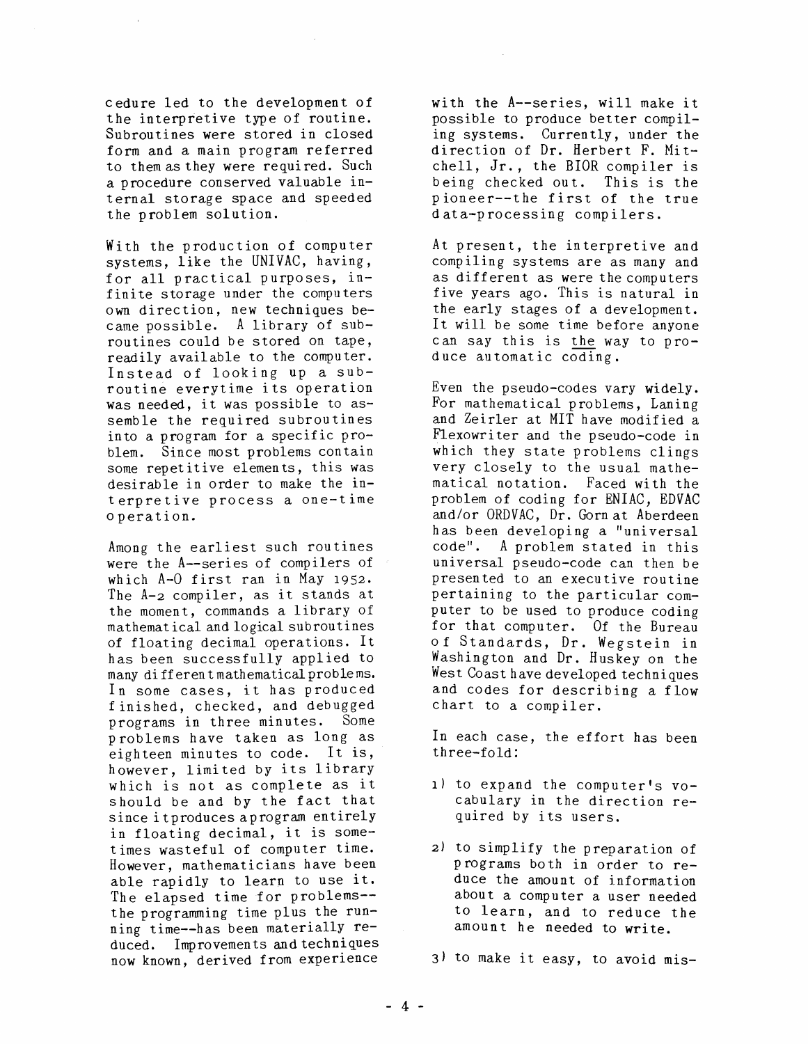cedure led to the development of the interpretive type of routine. Subroutines were stored in closed form and a main program referred to them as they were required. Such a procedure conserved valuable internal storage space and speeded the problem solution.

With the production of computer systems, like the UNIVAC, having, for all practical purposes, infinite storage under the computers own direction, new techniques became possible. A library of subroutines could be stored on tape, readily available to the computer. Instead of looking up a subroutine everytime its operation was needed, it was possible to assemble the required subroutines into a program for a specific problem. Since most problems contain some repetitive elements, this was desirable in order to make the interpretive process a one-time operation.

Among the earliest such routines were the A--series of compilers of which A-0 first ran in May 1952. The A-2 compiler, as it stands at the moment, commands a library of mathematical and logical subroutines of floating decimal operations. It has been successfully applied to many different mathematical problems. In some cases, it has produced finished, checked, and debugged programs in three minutes. Some problems have taken as long as eighteen minutes to code. It is, however, limited by its library which is not as complete as it should be and by the fact that since it produces a program entirely in floating decimal, it is sometimes wasteful of computer time. However, mathematicians have been able rapidly to learn to use it. The elapsed time for problems--the programming time plus the running time--has been materially reduced. Improvements and techniques now known, derived from experience with the A--series, will make it possible to produce better compiling systems. Currently, under the direction of Dr. Herbert F. Mitchell, Jr., the BIOR compiler is being checked out. This is the pioneer--the first of the true data-processing compilers.

At present, the interpretive and compiling systems are as many and as different as were the computers five years ago. This is natural in the early stages of a development. It will be some time before anyone can say this is <u>the</u> way to produce automatic coding.

Even the pseudo-codes vary widely. For mathematical problems, Laning and Zeirler at MIT have modified a Flexowriter and the pseudo-code in which they state problems clings very closely to the usual mathematical notation. Faced with the problem of coding for ENIAC, EDVAC and/or ORDVAC, Dr. Gorn at Aberdeen has been developing a "universal code". A problem stated in this universal pseudo-code can then be presented to an executive routine pertaining to the particular computer to be used to produce coding for that computer. Of the Bureau of Standards, Dr. Wegstein in Washington and Dr. Huskey on the West Coast have developed techniques and codes for describing a flow chart to a compiler.

In each case, the effort has been three-fold:

1) to expand the computer's vocabulary in the direction required by its users.

2) to simplify the preparation of programs both in order to reduce the amount of information about a computer a user needed to learn, and to reduce the amount he needed to write.

3) to make it easy, to avoid mis-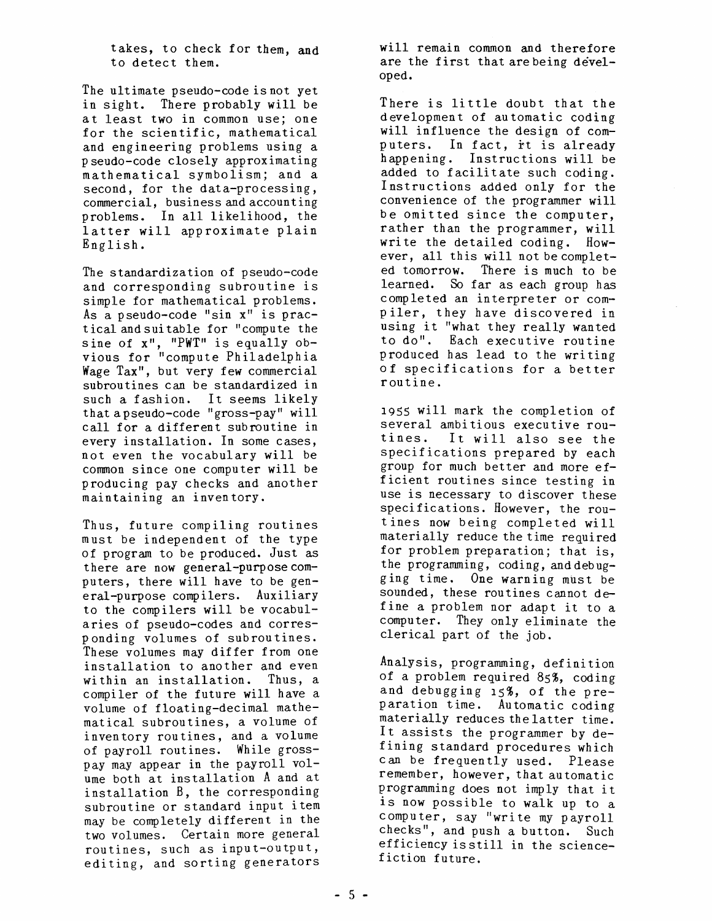takes, to check for them, and to detect them.

The ultimate pseudo-code is not yet in sight. There probably will be at least two in common use; one for the scientific, mathematical and engineering problems using a pseudo-code closely approximating mathematical symbolism; and a second, for the data-processing, commercial, business and accounting problems. In all likelihood, the latter will approximate plain English.

The standardization of pseudo-code and corresponding subroutine is simple for mathematical problems. As a pseudo-code "sin x" is practical and suitable for "compute the sine of x", "PWT" is equally obvious for "compute Philadelphia Wage Tax", but very few commercial subroutines can be standardized in such a fashion. It seems likely that a pseudo-code "gross-pay" will call for a different subroutine in every installation. In some cases, not even the vocabulary will be common since one computer will be producing pay checks and another maintaining an inventory.

Thus, future compiling routines must be independent of the type of program to be produced. Just as there are now general-purpose computers, there will have to be general-purpose compilers. Auxiliary to the compilers will be vocabularies of pseudo-codes and corresponding volumes of subroutines. These volumes may differ from one installation to another and even within an installation. Thus, a compiler of the future will have a volume of floating-decimal mathematical subroutines, a volume of inventory routines, and a volume of payroll routines. While gross-pay may appear in the payroll volume both at installation A and at installation B, the corresponding subroutine or standard input item may be completely different in the two volumes. Certain more general routines, such as input-output, editing, and sorting generators will remain common and therefore are the first that are being developed.

There is little doubt that the development of automatic coding will influence the design of computers. In fact, it is already happening. Instructions will be added to facilitate such coding. Instructions added only for the convenience of the programmer will be omitted since the computer, rather than the programmer, will write the detailed coding. However, all this will not be completed tomorrow. There is much to be learned. So far as each group has completed an interpreter or compiler, they have discovered in using it "what they really wanted to do". Each executive routine produced has lead to the writing of specifications for a better routine.

1955 will mark the completion of several ambitious executive routines. It will also see the specifications prepared by each group for much better and more efficient routines since testing in use is necessary to discover these specifications. However, the routines now being completed will materially reduce the time required for problem preparation; that is, the programming, coding, and debugging time. One warning must be sounded, these routines cannot define a problem nor adapt it to a computer. They only eliminate the clerical part of the job.

Analysis, programming, definition of a problem required 85%, coding and debugging 15%, of the preparation time. Automatic coding materially reduces the latter time. It assists the programmer by defining standard procedures which can be frequently used. Please remember, however, that automatic programming does not imply that it is now possible to walk up to a computer, say "write my payroll checks", and push a button. Such efficiency is still in the science-fiction future.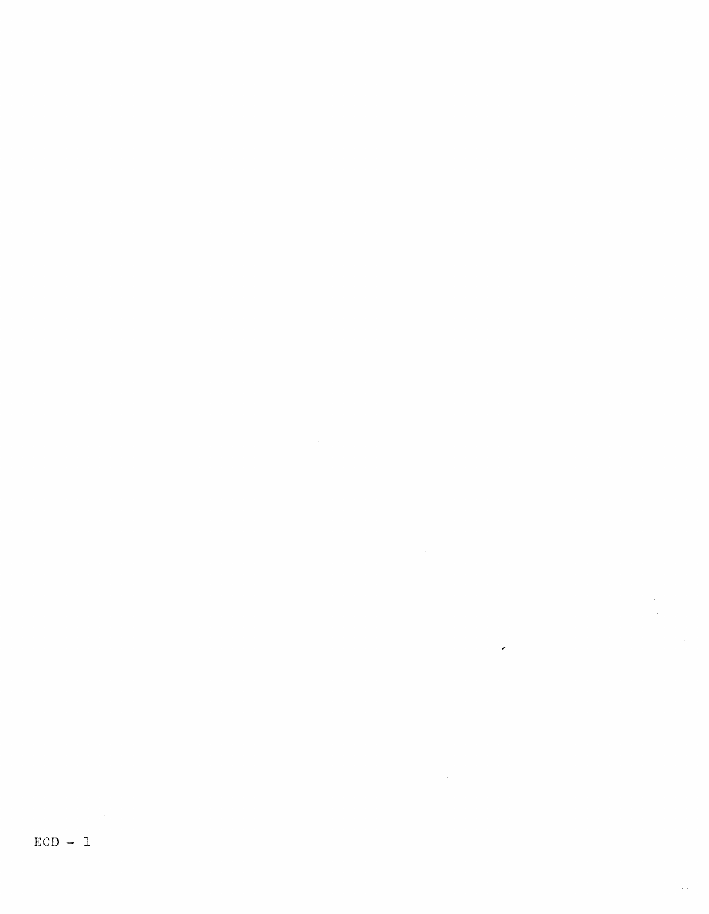ECD - 1